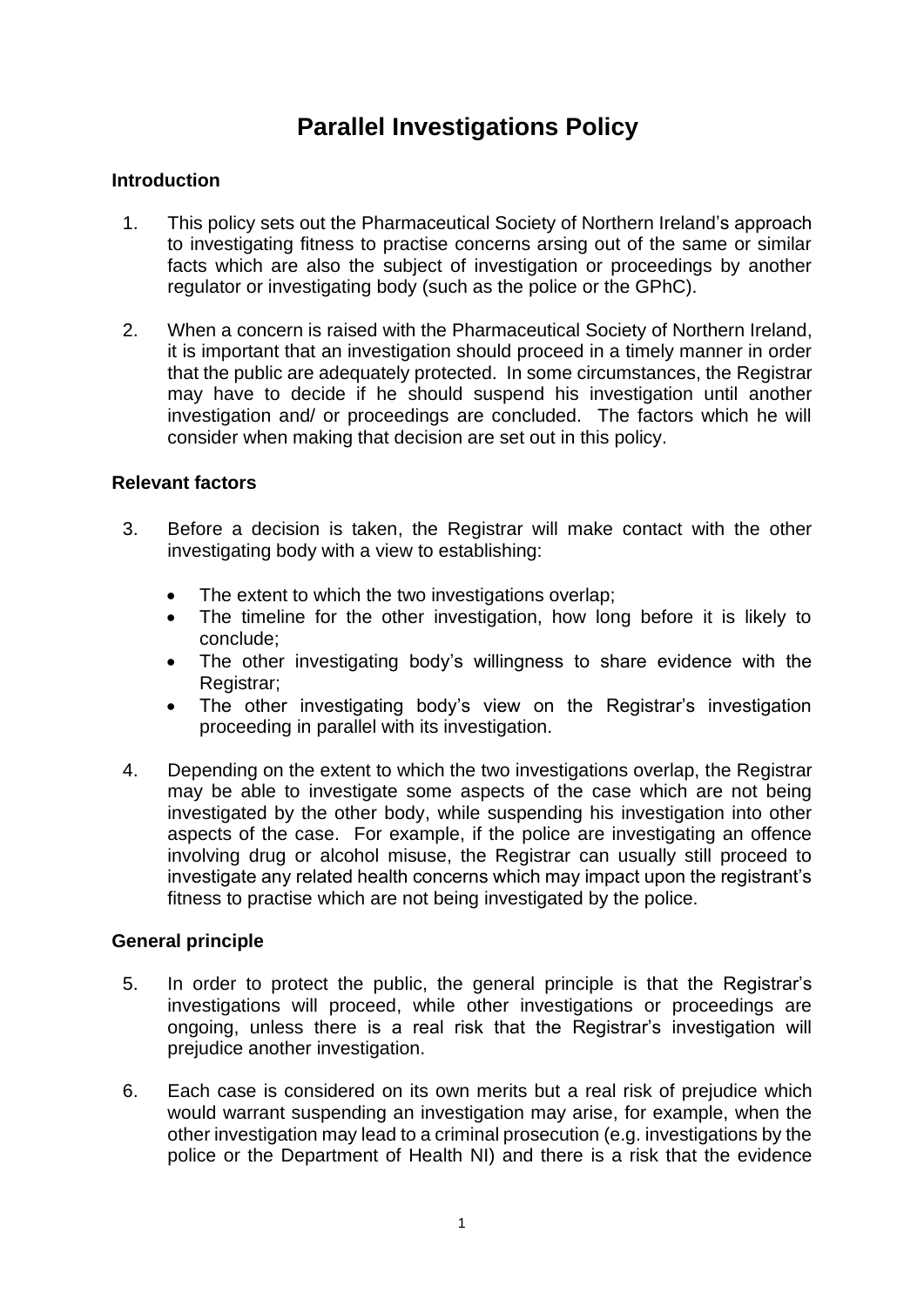# Parallel Investigations Policy

## Introduction

1. This policy sets out the Pharmaceutical Society of Northern Ireland's approach to investigating fitness to practise concerns arsing out of the same or similar facts which are also the subject of investigation or proceedings by another regulator or investigating body (such as the police or the GPhC).

2. When a concern is raised with the Pharmaceutical Society of Northern Ireland, it is important that an investigation should proceed in a timely manner in order that the public are adequately protected. In some circumstances, the Registrar may have to decide if he should suspend his investigation until another investigation and/ or proceedings are concluded. The factors which he will consider when making that decision are set out in this policy.

## Relevant factors

3. Before a decision is taken, the Registrar will make contact with the other investigating body with a view to establishing:

   - The extent to which the two investigations overlap;
   - The timeline for the other investigation, how long before it is likely to conclude;
   - The other investigating body's willingness to share evidence with the Registrar;
   - The other investigating body's view on the Registrar's investigation proceeding in parallel with its investigation.

4. Depending on the extent to which the two investigations overlap, the Registrar may be able to investigate some aspects of the case which are not being investigated by the other body, while suspending his investigation into other aspects of the case. For example, if the police are investigating an offence involving drug or alcohol misuse, the Registrar can usually still proceed to investigate any related health concerns which may impact upon the registrant's fitness to practise which are not being investigated by the police.

## General principle

5. In order to protect the public, the general principle is that the Registrar's investigations will proceed, while other investigations or proceedings are ongoing, unless there is a real risk that the Registrar's investigation will prejudice another investigation.

6. Each case is considered on its own merits but a real risk of prejudice which would warrant suspending an investigation may arise, for example, when the other investigation may lead to a criminal prosecution (e.g. investigations by the police or the Department of Health NI) and there is a risk that the evidence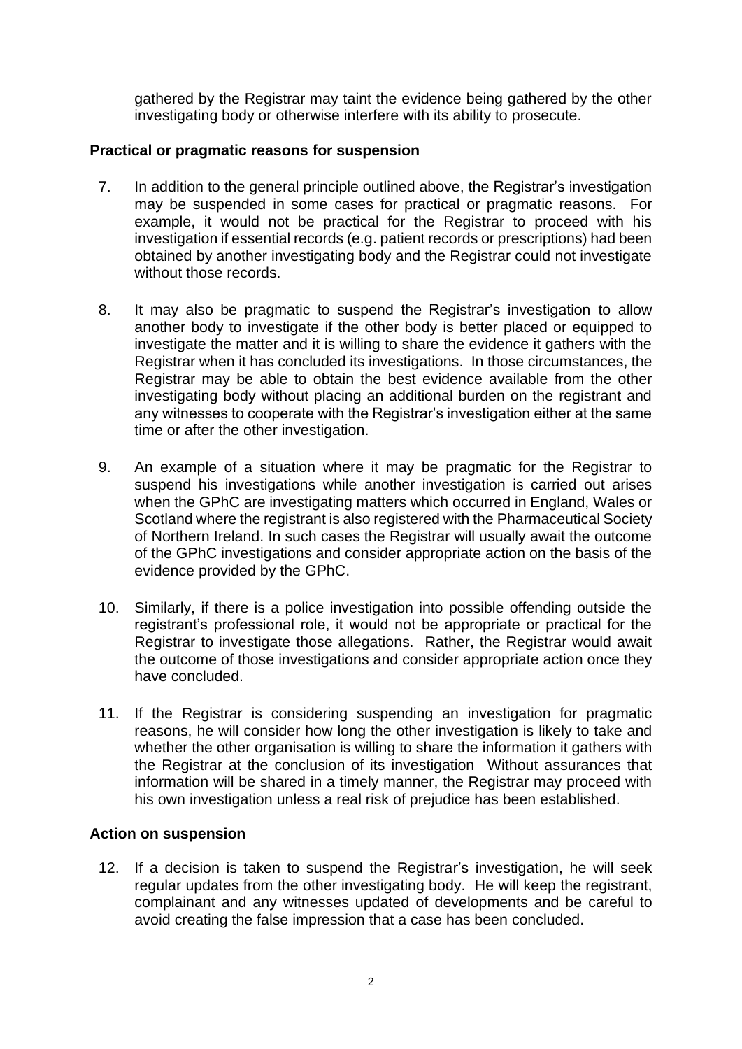gathered by the Registrar may taint the evidence being gathered by the other investigating body or otherwise interfere with its ability to prosecute.

### Practical or pragmatic reasons for suspension

7. In addition to the general principle outlined above, the Registrar's investigation may be suspended in some cases for practical or pragmatic reasons. For example, it would not be practical for the Registrar to proceed with his investigation if essential records (e.g. patient records or prescriptions) had been obtained by another investigating body and the Registrar could not investigate without those records.

8. It may also be pragmatic to suspend the Registrar's investigation to allow another body to investigate if the other body is better placed or equipped to investigate the matter and it is willing to share the evidence it gathers with the Registrar when it has concluded its investigations. In those circumstances, the Registrar may be able to obtain the best evidence available from the other investigating body without placing an additional burden on the registrant and any witnesses to cooperate with the Registrar's investigation either at the same time or after the other investigation.

9. An example of a situation where it may be pragmatic for the Registrar to suspend his investigations while another investigation is carried out arises when the GPhC are investigating matters which occurred in England, Wales or Scotland where the registrant is also registered with the Pharmaceutical Society of Northern Ireland. In such cases the Registrar will usually await the outcome of the GPhC investigations and consider appropriate action on the basis of the evidence provided by the GPhC.

10. Similarly, if there is a police investigation into possible offending outside the registrant's professional role, it would not be appropriate or practical for the Registrar to investigate those allegations. Rather, the Registrar would await the outcome of those investigations and consider appropriate action once they have concluded.

11. If the Registrar is considering suspending an investigation for pragmatic reasons, he will consider how long the other investigation is likely to take and whether the other organisation is willing to share the information it gathers with the Registrar at the conclusion of its investigation Without assurances that information will be shared in a timely manner, the Registrar may proceed with his own investigation unless a real risk of prejudice has been established.

### Action on suspension

12. If a decision is taken to suspend the Registrar's investigation, he will seek regular updates from the other investigating body. He will keep the registrant, complainant and any witnesses updated of developments and be careful to avoid creating the false impression that a case has been concluded.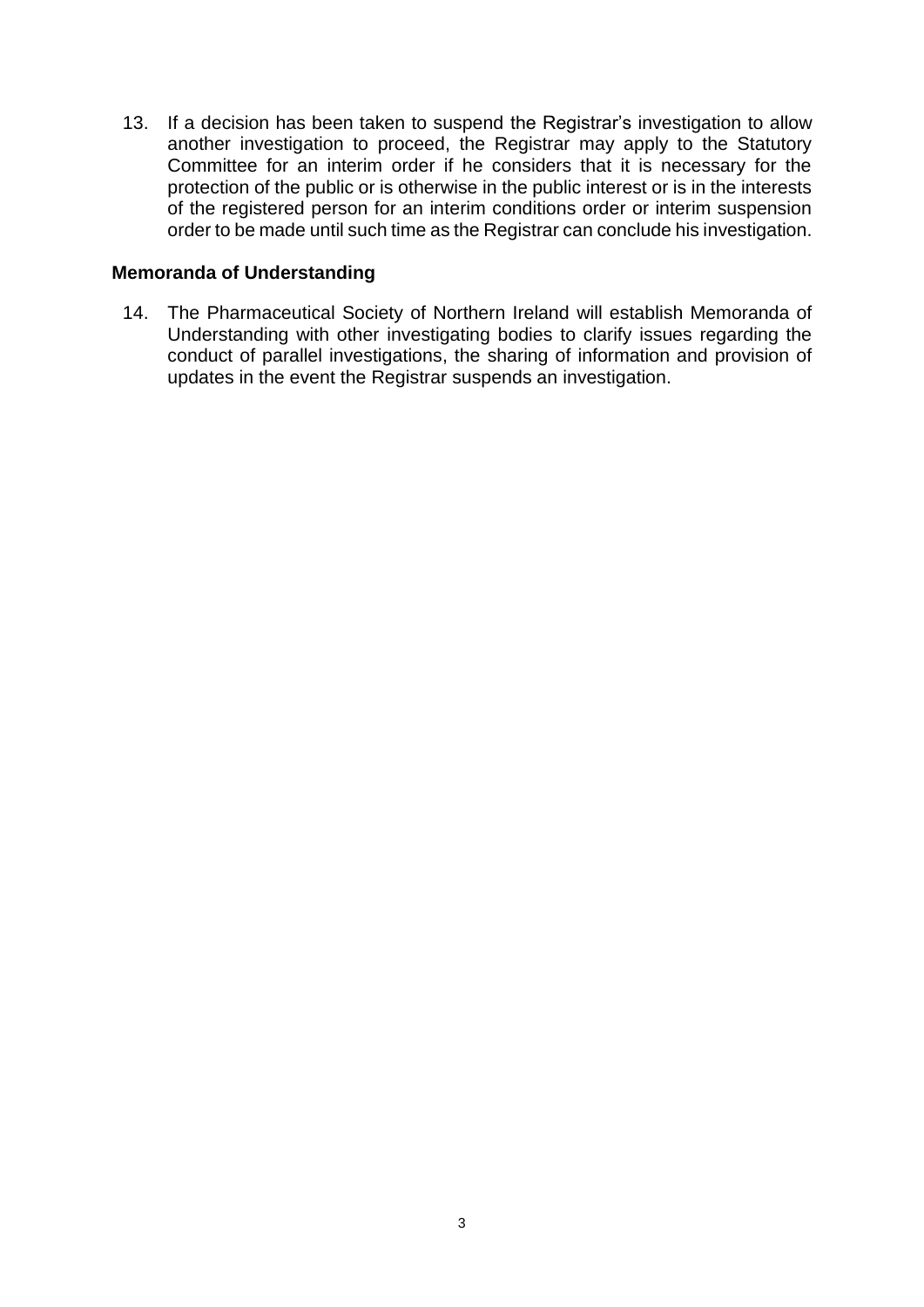13. If a decision has been taken to suspend the Registrar's investigation to allow another investigation to proceed, the Registrar may apply to the Statutory Committee for an interim order if he considers that it is necessary for the protection of the public or is otherwise in the public interest or is in the interests of the registered person for an interim conditions order or interim suspension order to be made until such time as the Registrar can conclude his investigation.

**Memoranda of Understanding**

14. The Pharmaceutical Society of Northern Ireland will establish Memoranda of Understanding with other investigating bodies to clarify issues regarding the conduct of parallel investigations, the sharing of information and provision of updates in the event the Registrar suspends an investigation.